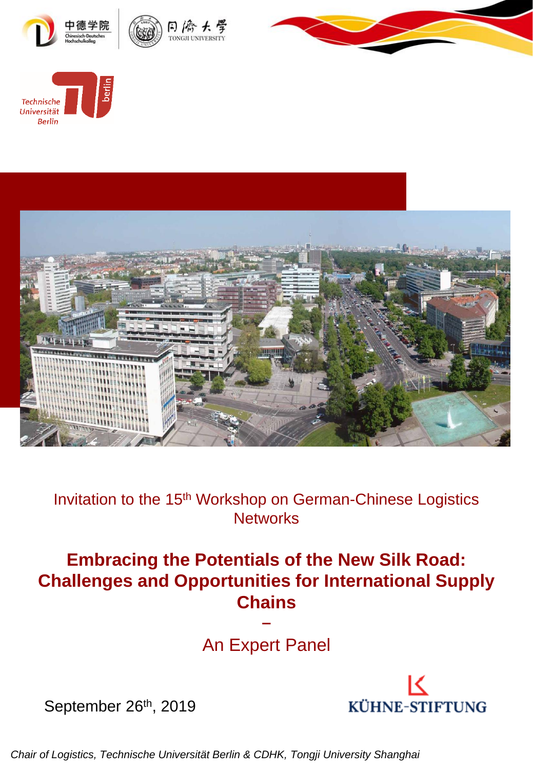Invitation to the 15th Workshop on German-Chinese Logistics Networks

# Embracing the Potentials of the New Silk Road: Challenges and Opportunities for International Supply Chains

–

## An Expert Panel

September 26th, 2019

KÜHNE-STIFTUNG

*Chair of Logistics, Technische Universität Berlin & CDHK, Tongji University Shanghai*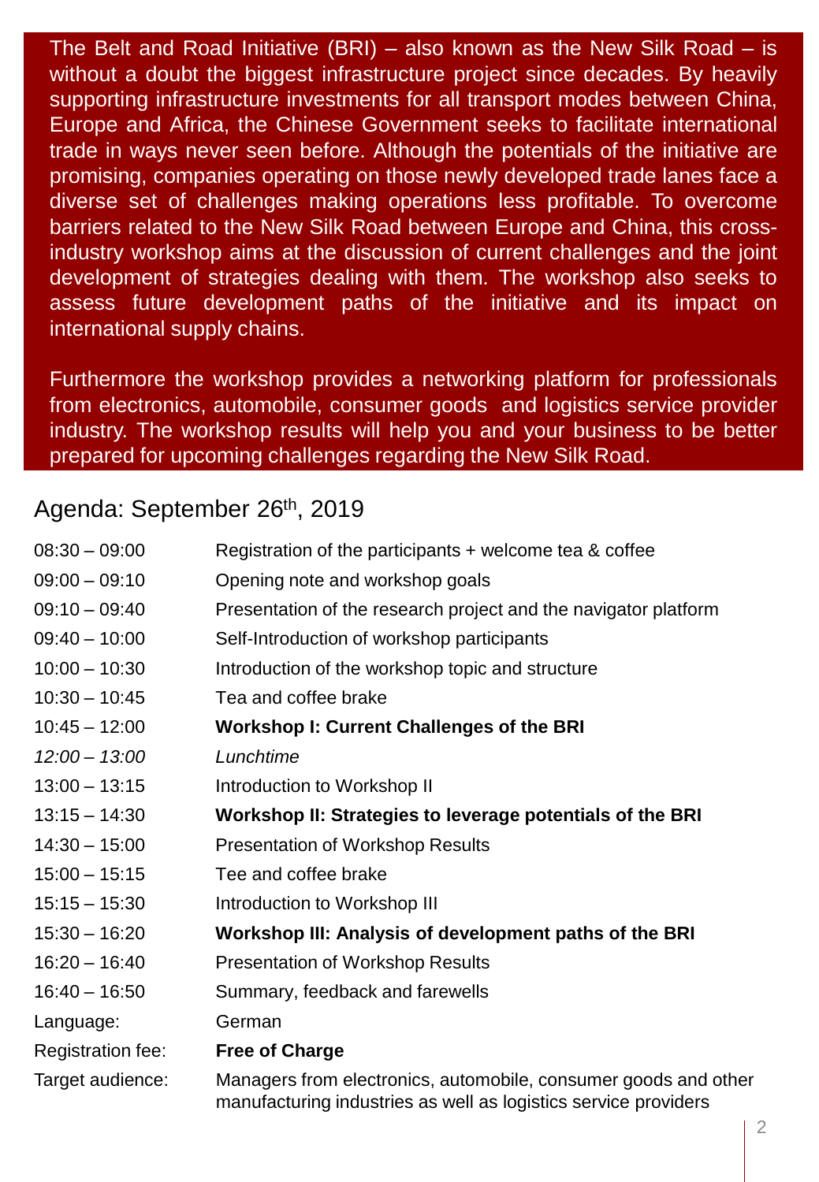The Belt and Road Initiative (BRI) – also known as the New Silk Road – is without a doubt the biggest infrastructure project since decades. By heavily supporting infrastructure investments for all transport modes between China, Europe and Africa, the Chinese Government seeks to facilitate international trade in ways never seen before. Although the potentials of the initiative are promising, companies operating on those newly developed trade lanes face a diverse set of challenges making operations less profitable. To overcome barriers related to the New Silk Road between Europe and China, this cross-industry workshop aims at the discussion of current challenges and the joint development of strategies dealing with them. The workshop also seeks to assess future development paths of the initiative and its impact on international supply chains.

Furthermore the workshop provides a networking platform for professionals from electronics, automobile, consumer goods and logistics service provider industry. The workshop results will help you and your business to be better prepared for upcoming challenges regarding the New Silk Road.

## Agenda: September 26th, 2019

| | |
|---|---|
| 08:30 – 09:00 | Registration of the participants + welcome tea & coffee |
| 09:00 – 09:10 | Opening note and workshop goals |
| 09:10 – 09:40 | Presentation of the research project and the navigator platform |
| 09:40 – 10:00 | Self-Introduction of workshop participants |
| 10:00 – 10:30 | Introduction of the workshop topic and structure |
| 10:30 – 10:45 | Tea and coffee brake |
| 10:45 – 12:00 | **Workshop I: Current Challenges of the BRI** |
| *12:00 – 13:00* | *Lunchtime* |
| 13:00 – 13:15 | Introduction to Workshop II |
| 13:15 – 14:30 | **Workshop II: Strategies to leverage potentials of the BRI** |
| 14:30 – 15:00 | Presentation of Workshop Results |
| 15:00 – 15:15 | Tee and coffee brake |
| 15:15 – 15:30 | Introduction to Workshop III |
| 15:30 – 16:20 | **Workshop III: Analysis of development paths of the BRI** |
| 16:20 – 16:40 | Presentation of Workshop Results |
| 16:40 – 16:50 | Summary, feedback and farewells |
| Language: | German |
| Registration fee: | **Free of Charge** |
| Target audience: | Managers from electronics, automobile, consumer goods and other manufacturing industries as well as logistics service providers |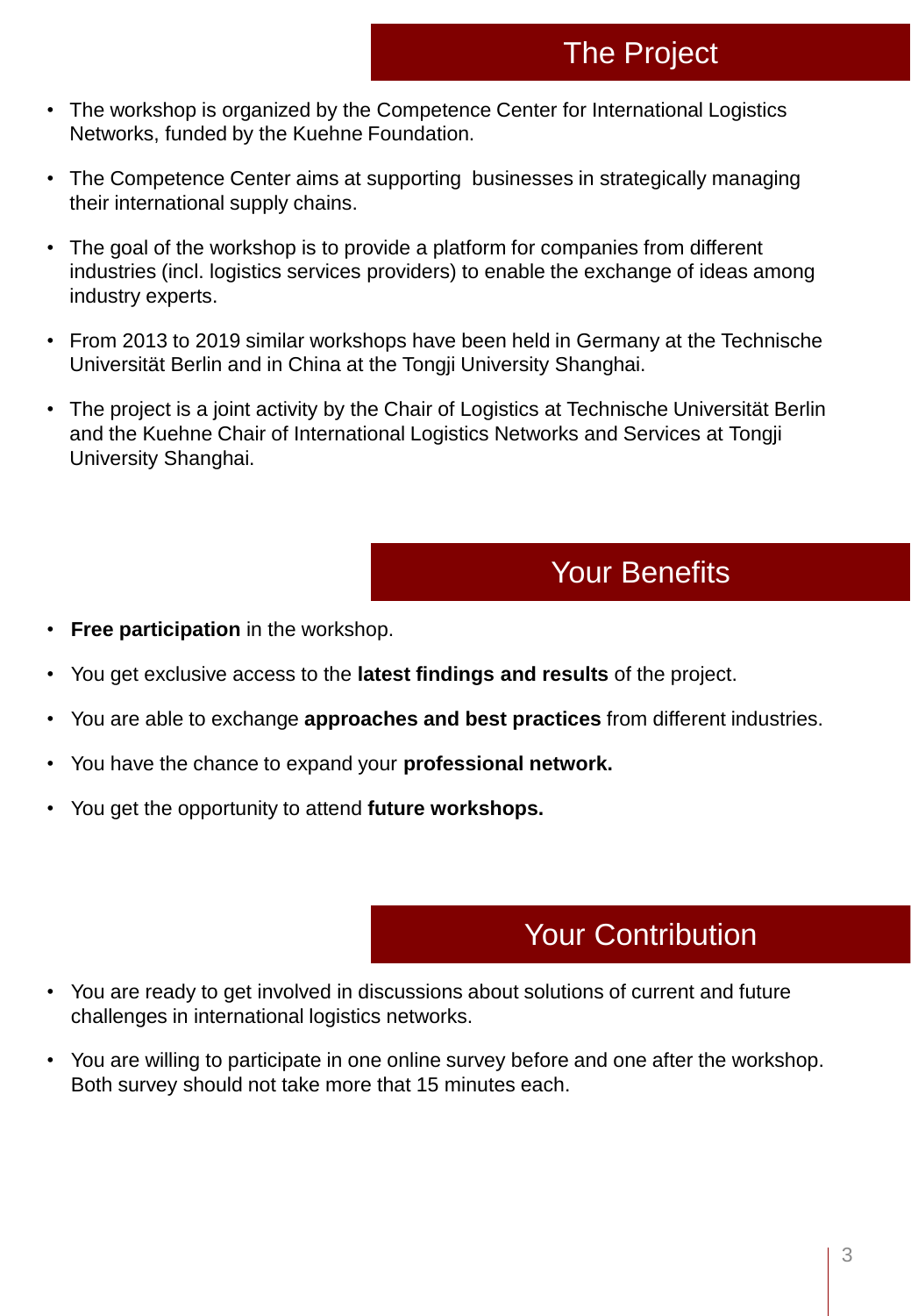## The Project

- The workshop is organized by the Competence Center for International Logistics Networks, funded by the Kuehne Foundation.
- The Competence Center aims at supporting businesses in strategically managing their international supply chains.
- The goal of the workshop is to provide a platform for companies from different industries (incl. logistics services providers) to enable the exchange of ideas among industry experts.
- From 2013 to 2019 similar workshops have been held in Germany at the Technische Universität Berlin and in China at the Tongji University Shanghai.
- The project is a joint activity by the Chair of Logistics at Technische Universität Berlin and the Kuehne Chair of International Logistics Networks and Services at Tongji University Shanghai.

## Your Benefits

- **Free participation** in the workshop.
- You get exclusive access to the **latest findings and results** of the project.
- You are able to exchange **approaches and best practices** from different industries.
- You have the chance to expand your **professional network.**
- You get the opportunity to attend **future workshops.**

## Your Contribution

- You are ready to get involved in discussions about solutions of current and future challenges in international logistics networks.
- You are willing to participate in one online survey before and one after the workshop. Both survey should not take more that 15 minutes each.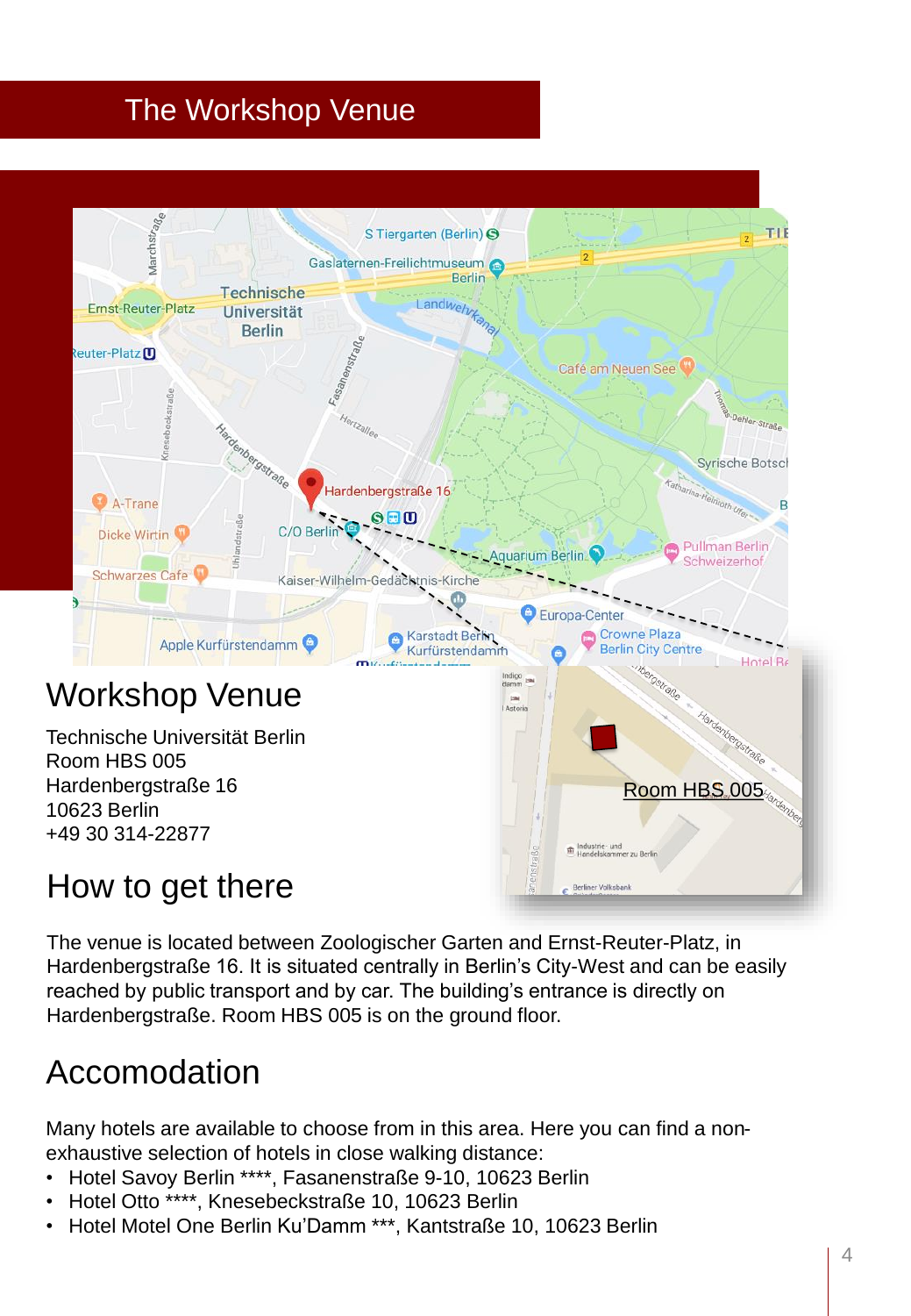# The Workshop Venue

## Workshop Venue

Technische Universität Berlin
Room HBS 005
Hardenbergstraße 16
10623 Berlin
+49 30 314-22877

## How to get there

The venue is located between Zoologischer Garten and Ernst-Reuter-Platz, in Hardenbergstraße 16. It is situated centrally in Berlin's City-West and can be easily reached by public transport and by car. The building's entrance is directly on Hardenbergstraße. Room HBS 005 is on the ground floor.

## Accomodation

Many hotels are available to choose from in this area. Here you can find a non-exhaustive selection of hotels in close walking distance:

- Hotel Savoy Berlin ****, Fasanenstraße 9-10, 10623 Berlin
- Hotel Otto ****, Knesebeckstraße 10, 10623 Berlin
- Hotel Motel One Berlin Ku'Damm ***, Kantstraße 10, 10623 Berlin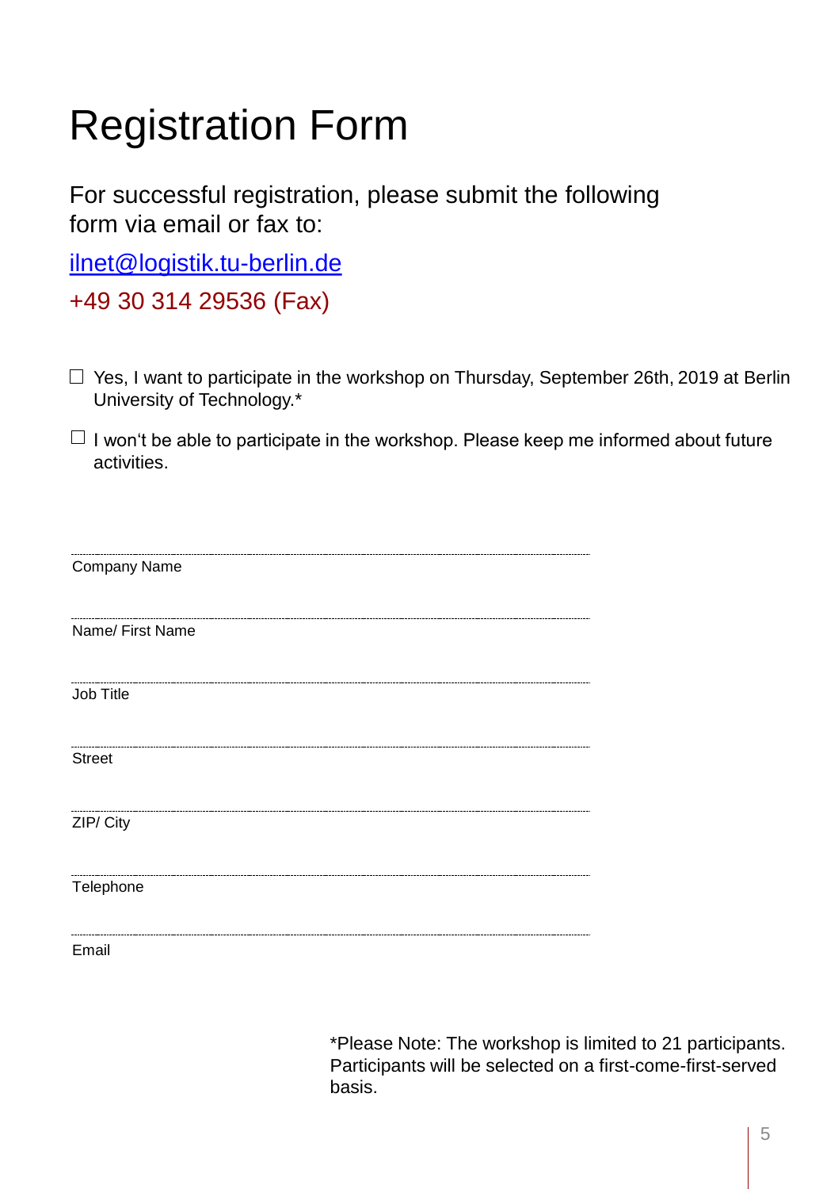# Registration Form

For successful registration, please submit the following form via email or fax to:

ilnet@logistik.tu-berlin.de

+49 30 314 29536 (Fax)

- ☐ Yes, I want to participate in the workshop on Thursday, September 26th, 2019 at Berlin University of Technology.*
- ☐ I won‘t be able to participate in the workshop. Please keep me informed about future activities.

..........................................................................................
Company Name

..........................................................................................
Name/ First Name

..........................................................................................
Job Title

..........................................................................................
Street

..........................................................................................
ZIP/ City

..........................................................................................
Telephone

..........................................................................................
Email

*Please Note: The workshop is limited to 21 participants. Participants will be selected on a first-come-first-served basis.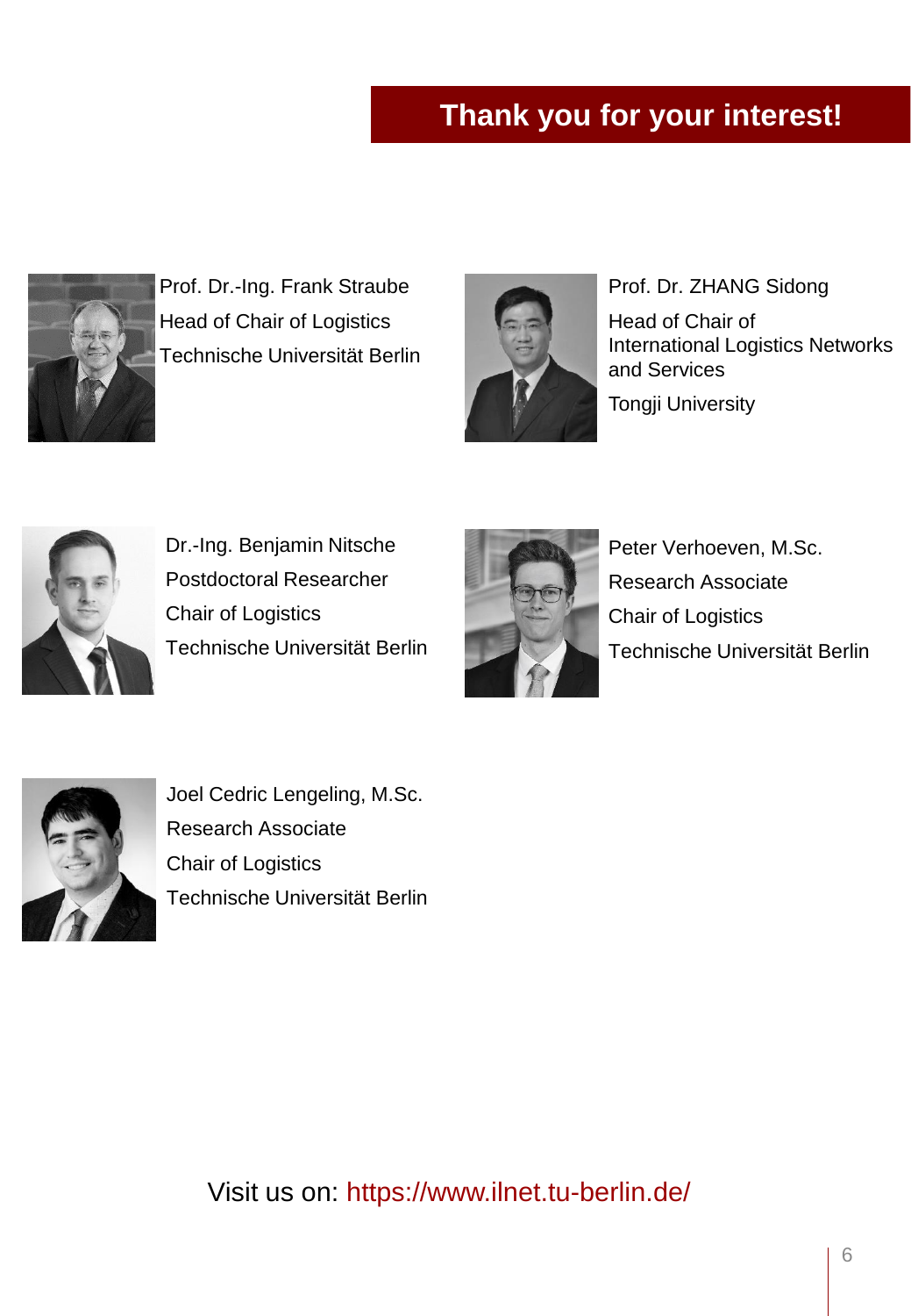## Thank you for your interest!

Prof. Dr.-Ing. Frank Straube
Head of Chair of Logistics
Technische Universität Berlin

Prof. Dr. ZHANG Sidong
Head of Chair of International Logistics Networks and Services
Tongji University

Dr.-Ing. Benjamin Nitsche
Postdoctoral Researcher
Chair of Logistics
Technische Universität Berlin

Peter Verhoeven, M.Sc.
Research Associate
Chair of Logistics
Technische Universität Berlin

Joel Cedric Lengeling, M.Sc.
Research Associate
Chair of Logistics
Technische Universität Berlin

Visit us on: https://www.ilnet.tu-berlin.de/